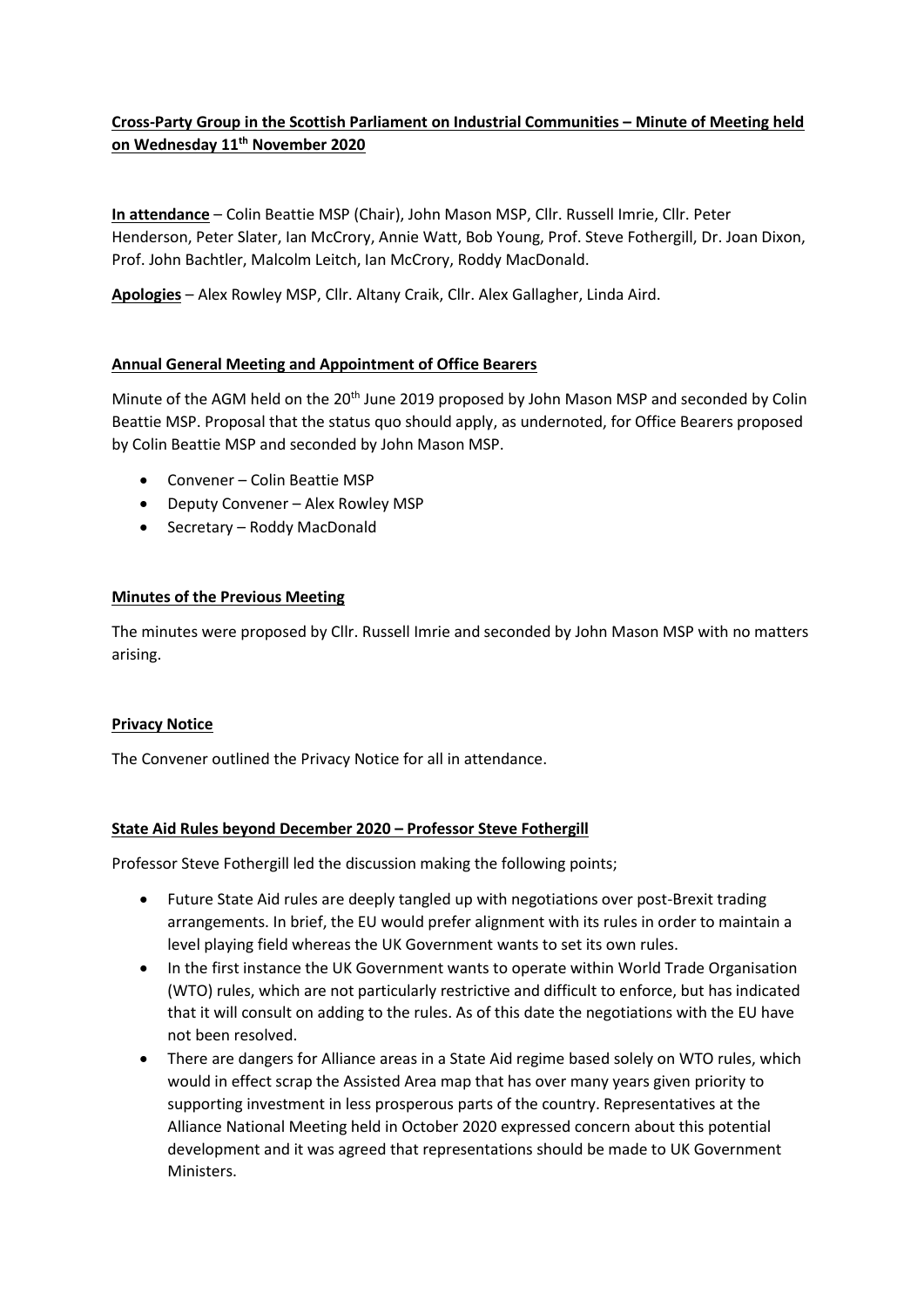**Cross-Party Group in the Scottish Parliament on Industrial Communities – Minute of Meeting held on Wednesday 11th November 2020**

**In attendance** – Colin Beattie MSP (Chair), John Mason MSP, Cllr. Russell Imrie, Cllr. Peter Henderson, Peter Slater, Ian McCrory, Annie Watt, Bob Young, Prof. Steve Fothergill, Dr. Joan Dixon, Prof. John Bachtler, Malcolm Leitch, Ian McCrory, Roddy MacDonald.

**Apologies** – Alex Rowley MSP, Cllr. Altany Craik, Cllr. Alex Gallagher, Linda Aird.

**Annual General Meeting and Appointment of Office Bearers**

Minute of the AGM held on the 20th June 2019 proposed by John Mason MSP and seconded by Colin Beattie MSP. Proposal that the status quo should apply, as undernoted, for Office Bearers proposed by Colin Beattie MSP and seconded by John Mason MSP.

- Convener – Colin Beattie MSP
- Deputy Convener – Alex Rowley MSP
- Secretary – Roddy MacDonald

**Minutes of the Previous Meeting**

The minutes were proposed by Cllr. Russell Imrie and seconded by John Mason MSP with no matters arising.

**Privacy Notice**

The Convener outlined the Privacy Notice for all in attendance.

**State Aid Rules beyond December 2020 – Professor Steve Fothergill**

Professor Steve Fothergill led the discussion making the following points;

- Future State Aid rules are deeply tangled up with negotiations over post-Brexit trading arrangements. In brief, the EU would prefer alignment with its rules in order to maintain a level playing field whereas the UK Government wants to set its own rules.
- In the first instance the UK Government wants to operate within World Trade Organisation (WTO) rules, which are not particularly restrictive and difficult to enforce, but has indicated that it will consult on adding to the rules. As of this date the negotiations with the EU have not been resolved.
- There are dangers for Alliance areas in a State Aid regime based solely on WTO rules, which would in effect scrap the Assisted Area map that has over many years given priority to supporting investment in less prosperous parts of the country. Representatives at the Alliance National Meeting held in October 2020 expressed concern about this potential development and it was agreed that representations should be made to UK Government Ministers.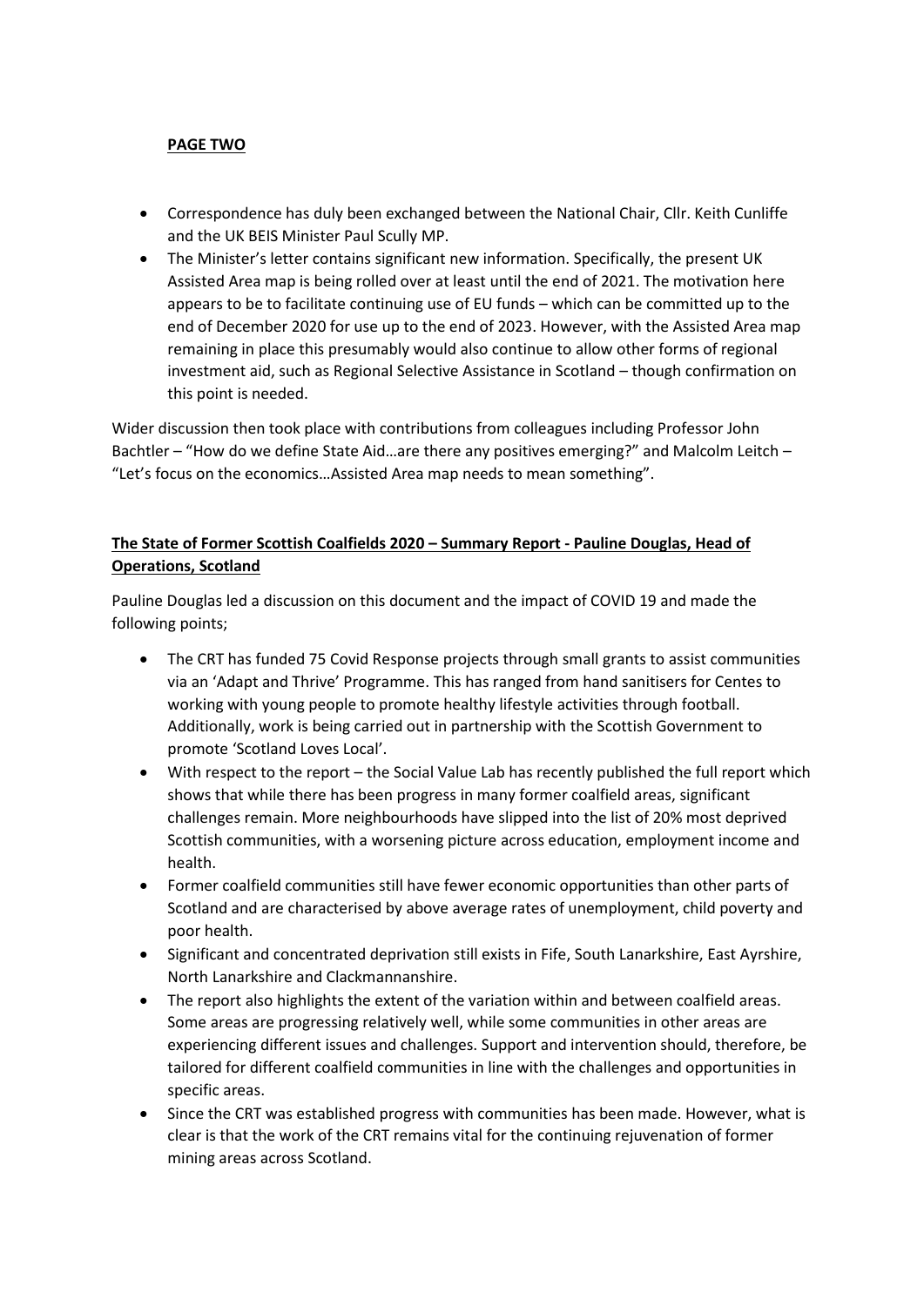**PAGE TWO**

- Correspondence has duly been exchanged between the National Chair, Cllr. Keith Cunliffe and the UK BEIS Minister Paul Scully MP.
- The Minister's letter contains significant new information. Specifically, the present UK Assisted Area map is being rolled over at least until the end of 2021. The motivation here appears to be to facilitate continuing use of EU funds – which can be committed up to the end of December 2020 for use up to the end of 2023. However, with the Assisted Area map remaining in place this presumably would also continue to allow other forms of regional investment aid, such as Regional Selective Assistance in Scotland – though confirmation on this point is needed.

Wider discussion then took place with contributions from colleagues including Professor John Bachtler – "How do we define State Aid…are there any positives emerging?" and Malcolm Leitch – "Let's focus on the economics…Assisted Area map needs to mean something".

**The State of Former Scottish Coalfields 2020 – Summary Report - Pauline Douglas, Head of Operations, Scotland**

Pauline Douglas led a discussion on this document and the impact of COVID 19 and made the following points;

- The CRT has funded 75 Covid Response projects through small grants to assist communities via an 'Adapt and Thrive' Programme. This has ranged from hand sanitisers for Centes to working with young people to promote healthy lifestyle activities through football. Additionally, work is being carried out in partnership with the Scottish Government to promote 'Scotland Loves Local'.
- With respect to the report – the Social Value Lab has recently published the full report which shows that while there has been progress in many former coalfield areas, significant challenges remain. More neighbourhoods have slipped into the list of 20% most deprived Scottish communities, with a worsening picture across education, employment income and health.
- Former coalfield communities still have fewer economic opportunities than other parts of Scotland and are characterised by above average rates of unemployment, child poverty and poor health.
- Significant and concentrated deprivation still exists in Fife, South Lanarkshire, East Ayrshire, North Lanarkshire and Clackmannanshire.
- The report also highlights the extent of the variation within and between coalfield areas. Some areas are progressing relatively well, while some communities in other areas are experiencing different issues and challenges. Support and intervention should, therefore, be tailored for different coalfield communities in line with the challenges and opportunities in specific areas.
- Since the CRT was established progress with communities has been made. However, what is clear is that the work of the CRT remains vital for the continuing rejuvenation of former mining areas across Scotland.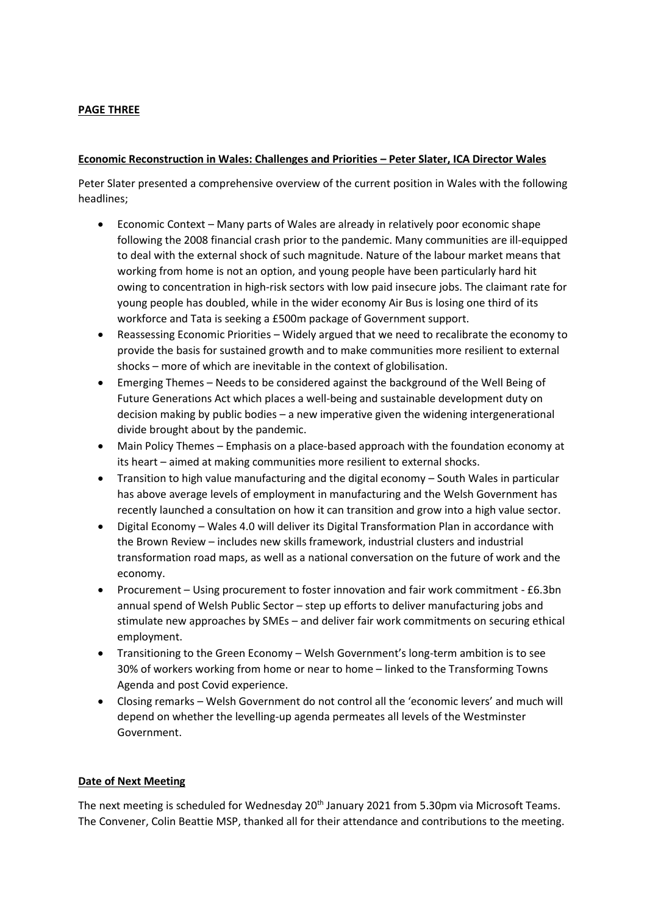**PAGE THREE**

**Economic Reconstruction in Wales: Challenges and Priorities – Peter Slater, ICA Director Wales**

Peter Slater presented a comprehensive overview of the current position in Wales with the following headlines;

- Economic Context – Many parts of Wales are already in relatively poor economic shape following the 2008 financial crash prior to the pandemic. Many communities are ill-equipped to deal with the external shock of such magnitude. Nature of the labour market means that working from home is not an option, and young people have been particularly hard hit owing to concentration in high-risk sectors with low paid insecure jobs. The claimant rate for young people has doubled, while in the wider economy Air Bus is losing one third of its workforce and Tata is seeking a £500m package of Government support.
- Reassessing Economic Priorities – Widely argued that we need to recalibrate the economy to provide the basis for sustained growth and to make communities more resilient to external shocks – more of which are inevitable in the context of globilisation.
- Emerging Themes – Needs to be considered against the background of the Well Being of Future Generations Act which places a well-being and sustainable development duty on decision making by public bodies – a new imperative given the widening intergenerational divide brought about by the pandemic.
- Main Policy Themes – Emphasis on a place-based approach with the foundation economy at its heart – aimed at making communities more resilient to external shocks.
- Transition to high value manufacturing and the digital economy – South Wales in particular has above average levels of employment in manufacturing and the Welsh Government has recently launched a consultation on how it can transition and grow into a high value sector.
- Digital Economy – Wales 4.0 will deliver its Digital Transformation Plan in accordance with the Brown Review – includes new skills framework, industrial clusters and industrial transformation road maps, as well as a national conversation on the future of work and the economy.
- Procurement – Using procurement to foster innovation and fair work commitment - £6.3bn annual spend of Welsh Public Sector – step up efforts to deliver manufacturing jobs and stimulate new approaches by SMEs – and deliver fair work commitments on securing ethical employment.
- Transitioning to the Green Economy – Welsh Government's long-term ambition is to see 30% of workers working from home or near to home – linked to the Transforming Towns Agenda and post Covid experience.
- Closing remarks – Welsh Government do not control all the 'economic levers' and much will depend on whether the levelling-up agenda permeates all levels of the Westminster Government.

**Date of Next Meeting**

The next meeting is scheduled for Wednesday 20th January 2021 from 5.30pm via Microsoft Teams. The Convener, Colin Beattie MSP, thanked all for their attendance and contributions to the meeting.